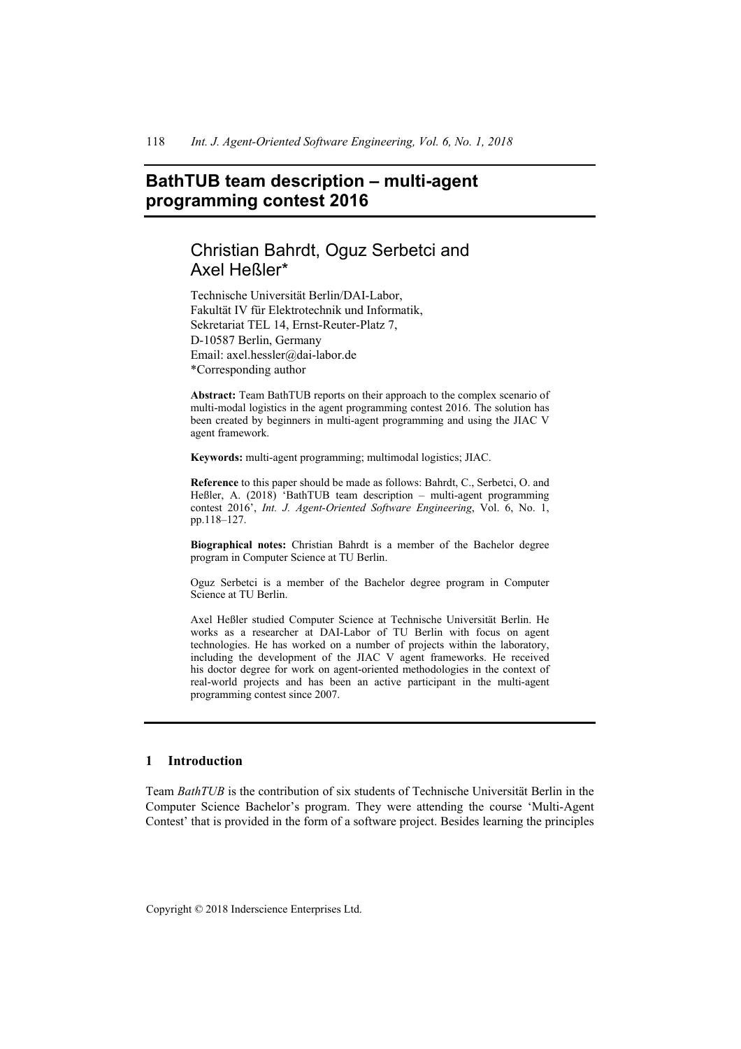# BathTUB team description – multi-agent programming contest 2016

## Christian Bahrdt, Oguz Serbetci and Axel Heßler*

Technische Universität Berlin/DAI-Labor,
Fakultät IV für Elektrotechnik und Informatik,
Sekretariat TEL 14, Ernst-Reuter-Platz 7,
D-10587 Berlin, Germany
Email: axel.hessler@dai-labor.de
*Corresponding author

**Abstract:** Team BathTUB reports on their approach to the complex scenario of multi-modal logistics in the agent programming contest 2016. The solution has been created by beginners in multi-agent programming and using the JIAC V agent framework.

**Keywords:** multi-agent programming; multimodal logistics; JIAC.

**Reference** to this paper should be made as follows: Bahrdt, C., Serbetci, O. and Heßler, A. (2018) 'BathTUB team description – multi-agent programming contest 2016', *Int. J. Agent-Oriented Software Engineering*, Vol. 6, No. 1, pp.118–127.

**Biographical notes:** Christian Bahrdt is a member of the Bachelor degree program in Computer Science at TU Berlin.

Oguz Serbetci is a member of the Bachelor degree program in Computer Science at TU Berlin.

Axel Heßler studied Computer Science at Technische Universität Berlin. He works as a researcher at DAI-Labor of TU Berlin with focus on agent technologies. He has worked on a number of projects within the laboratory, including the development of the JIAC V agent frameworks. He received his doctor degree for work on agent-oriented methodologies in the context of real-world projects and has been an active participant in the multi-agent programming contest since 2007.

## 1 Introduction

Team *BathTUB* is the contribution of six students of Technische Universität Berlin in the Computer Science Bachelor's program. They were attending the course 'Multi-Agent Contest' that is provided in the form of a software project. Besides learning the principles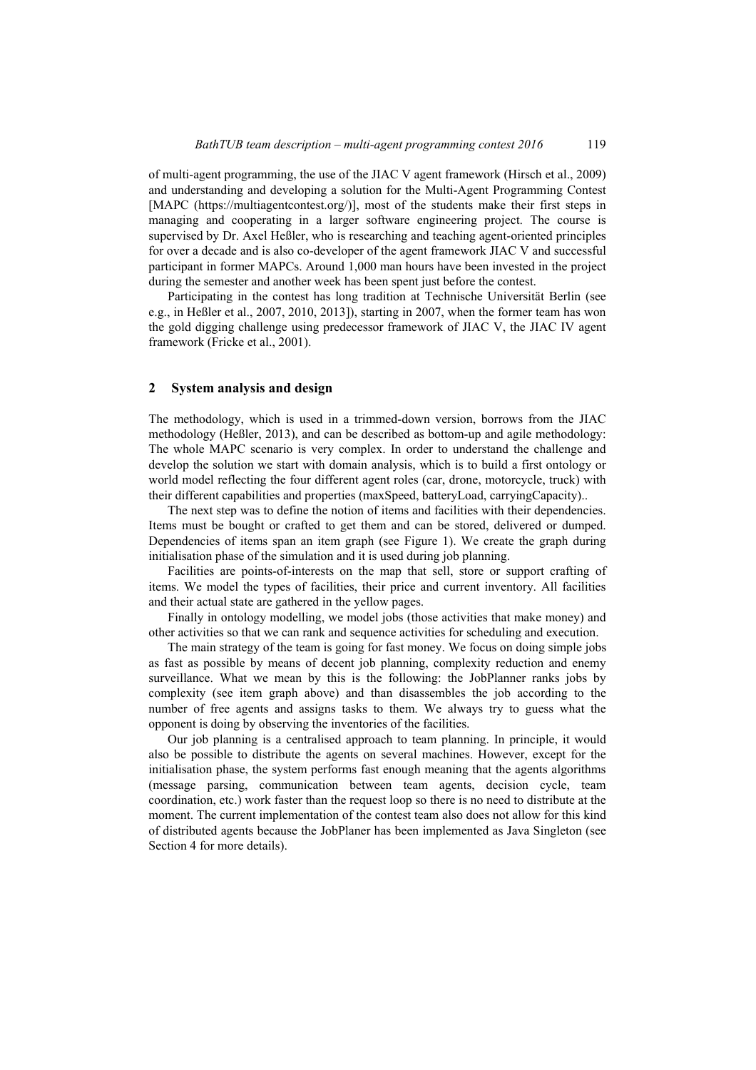of multi-agent programming, the use of the JIAC V agent framework (Hirsch et al., 2009) and understanding and developing a solution for the Multi-Agent Programming Contest [MAPC (https://multiagentcontest.org/)], most of the students make their first steps in managing and cooperating in a larger software engineering project. The course is supervised by Dr. Axel Heßler, who is researching and teaching agent-oriented principles for over a decade and is also co-developer of the agent framework JIAC V and successful participant in former MAPCs. Around 1,000 man hours have been invested in the project during the semester and another week has been spent just before the contest.

Participating in the contest has long tradition at Technische Universität Berlin (see e.g., in Heßler et al., 2007, 2010, 2013]), starting in 2007, when the former team has won the gold digging challenge using predecessor framework of JIAC V, the JIAC IV agent framework (Fricke et al., 2001).

## 2 System analysis and design

The methodology, which is used in a trimmed-down version, borrows from the JIAC methodology (Heßler, 2013), and can be described as bottom-up and agile methodology: The whole MAPC scenario is very complex. In order to understand the challenge and develop the solution we start with domain analysis, which is to build a first ontology or world model reflecting the four different agent roles (car, drone, motorcycle, truck) with their different capabilities and properties (maxSpeed, batteryLoad, carryingCapacity)..

The next step was to define the notion of items and facilities with their dependencies. Items must be bought or crafted to get them and can be stored, delivered or dumped. Dependencies of items span an item graph (see Figure 1). We create the graph during initialisation phase of the simulation and it is used during job planning.

Facilities are points-of-interests on the map that sell, store or support crafting of items. We model the types of facilities, their price and current inventory. All facilities and their actual state are gathered in the yellow pages.

Finally in ontology modelling, we model jobs (those activities that make money) and other activities so that we can rank and sequence activities for scheduling and execution.

The main strategy of the team is going for fast money. We focus on doing simple jobs as fast as possible by means of decent job planning, complexity reduction and enemy surveillance. What we mean by this is the following: the JobPlanner ranks jobs by complexity (see item graph above) and than disassembles the job according to the number of free agents and assigns tasks to them. We always try to guess what the opponent is doing by observing the inventories of the facilities.

Our job planning is a centralised approach to team planning. In principle, it would also be possible to distribute the agents on several machines. However, except for the initialisation phase, the system performs fast enough meaning that the agents algorithms (message parsing, communication between team agents, decision cycle, team coordination, etc.) work faster than the request loop so there is no need to distribute at the moment. The current implementation of the contest team also does not allow for this kind of distributed agents because the JobPlaner has been implemented as Java Singleton (see Section 4 for more details).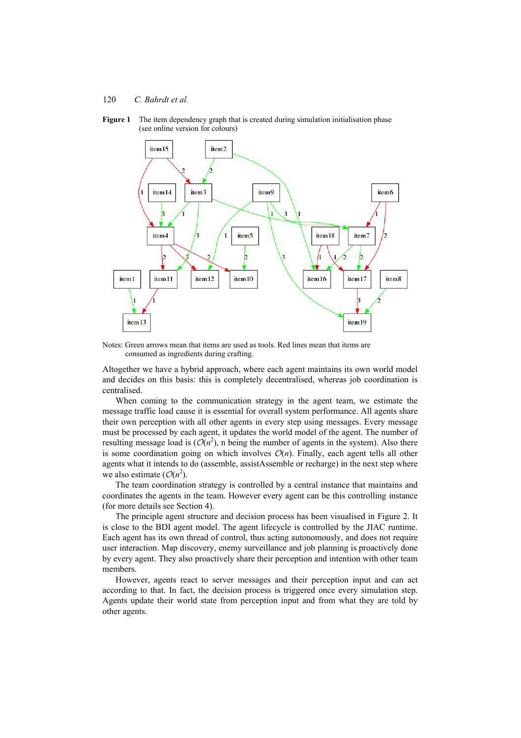**Figure 1** The item dependency graph that is created during simulation initialisation phase (see online version for colours)

Notes: Green arrows mean that items are used as tools. Red lines mean that items are consumed as ingredients during crafting.

Altogether we have a hybrid approach, where each agent maintains its own world model and decides on this basis: this is completely decentralised, whereas job coordination is centralised.

When coming to the communication strategy in the agent team, we estimate the message traffic load cause it is essential for overall system performance. All agents share their own perception with all other agents in every step using messages. Every message must be processed by each agent, it updates the world model of the agent. The number of resulting message load is ($\mathcal{O}(n^2)$, n being the number of agents in the system). Also there is some coordination going on which involves $\mathcal{O}(n)$. Finally, each agent tells all other agents what it intends to do (assemble, assistAssemble or recharge) in the next step where we also estimate ($\mathcal{O}(n^2)$).

The team coordination strategy is controlled by a central instance that maintains and coordinates the agents in the team. However every agent can be this controlling instance (for more details see Section 4).

The principle agent structure and decision process has been visualised in Figure 2. It is close to the BDI agent model. The agent lifecycle is controlled by the JIAC runtime. Each agent has its own thread of control, thus acting autonomously, and does not require user interaction. Map discovery, enemy surveillance and job planning is proactively done by every agent. They also proactively share their perception and intention with other team members.

However, agents react to server messages and their perception input and can act according to that. In fact, the decision process is triggered once every simulation step. Agents update their world state from perception input and from what they are told by other agents.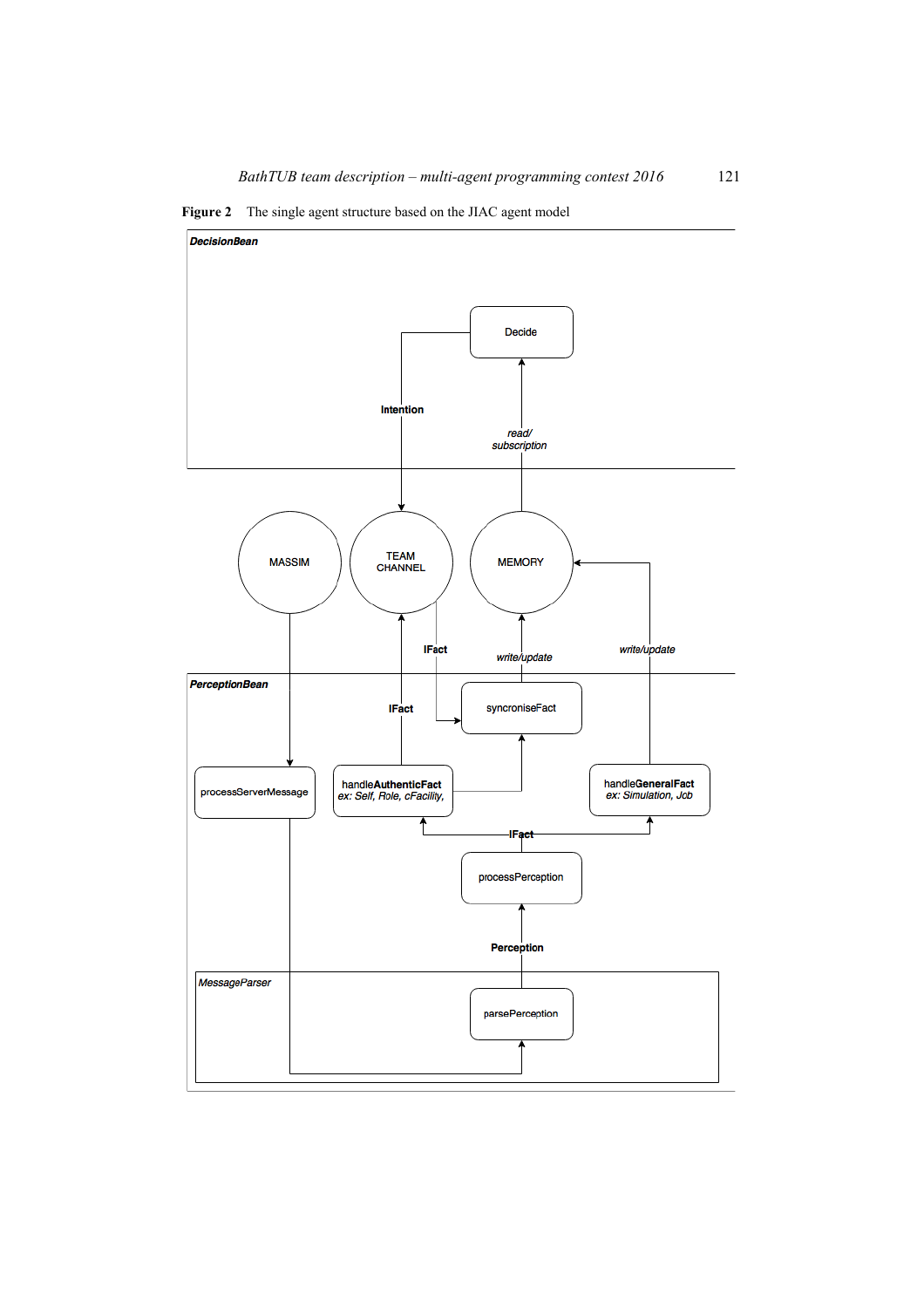**Figure 2** The single agent structure based on the JIAC agent model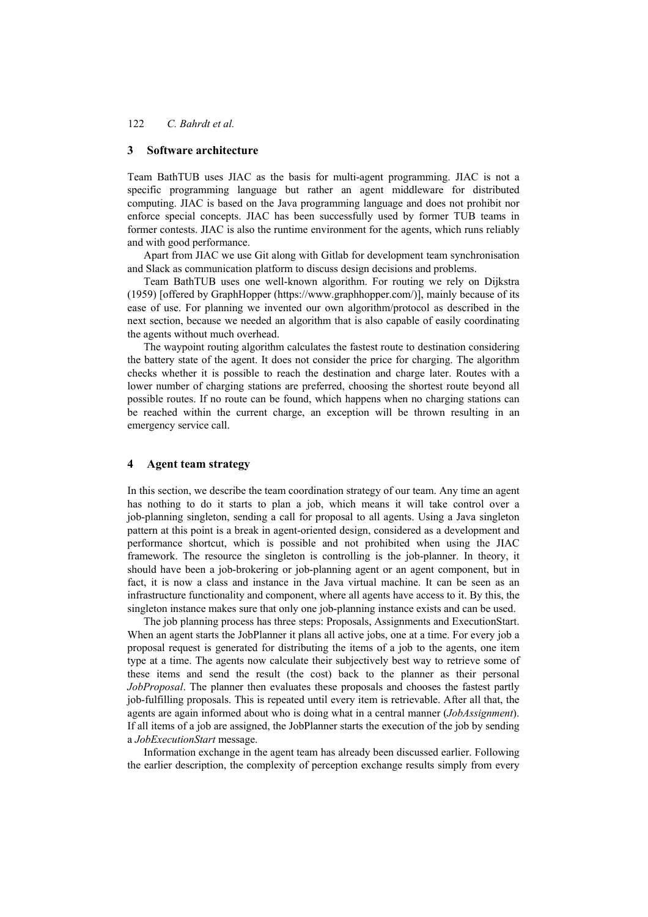## 3 Software architecture

Team BathTUB uses JIAC as the basis for multi-agent programming. JIAC is not a specific programming language but rather an agent middleware for distributed computing. JIAC is based on the Java programming language and does not prohibit nor enforce special concepts. JIAC has been successfully used by former TUB teams in former contests. JIAC is also the runtime environment for the agents, which runs reliably and with good performance.

Apart from JIAC we use Git along with Gitlab for development team synchronisation and Slack as communication platform to discuss design decisions and problems.

Team BathTUB uses one well-known algorithm. For routing we rely on Dijkstra (1959) [offered by GraphHopper (https://www.graphhopper.com/)], mainly because of its ease of use. For planning we invented our own algorithm/protocol as described in the next section, because we needed an algorithm that is also capable of easily coordinating the agents without much overhead.

The waypoint routing algorithm calculates the fastest route to destination considering the battery state of the agent. It does not consider the price for charging. The algorithm checks whether it is possible to reach the destination and charge later. Routes with a lower number of charging stations are preferred, choosing the shortest route beyond all possible routes. If no route can be found, which happens when no charging stations can be reached within the current charge, an exception will be thrown resulting in an emergency service call.

## 4 Agent team strategy

In this section, we describe the team coordination strategy of our team. Any time an agent has nothing to do it starts to plan a job, which means it will take control over a job-planning singleton, sending a call for proposal to all agents. Using a Java singleton pattern at this point is a break in agent-oriented design, considered as a development and performance shortcut, which is possible and not prohibited when using the JIAC framework. The resource the singleton is controlling is the job-planner. In theory, it should have been a job-brokering or job-planning agent or an agent component, but in fact, it is now a class and instance in the Java virtual machine. It can be seen as an infrastructure functionality and component, where all agents have access to it. By this, the singleton instance makes sure that only one job-planning instance exists and can be used.

The job planning process has three steps: Proposals, Assignments and ExecutionStart. When an agent starts the JobPlanner it plans all active jobs, one at a time. For every job a proposal request is generated for distributing the items of a job to the agents, one item type at a time. The agents now calculate their subjectively best way to retrieve some of these items and send the result (the cost) back to the planner as their personal *JobProposal*. The planner then evaluates these proposals and chooses the fastest partly job-fulfilling proposals. This is repeated until every item is retrievable. After all that, the agents are again informed about who is doing what in a central manner (*JobAssignment*). If all items of a job are assigned, the JobPlanner starts the execution of the job by sending a *JobExecutionStart* message.

Information exchange in the agent team has already been discussed earlier. Following the earlier description, the complexity of perception exchange results simply from every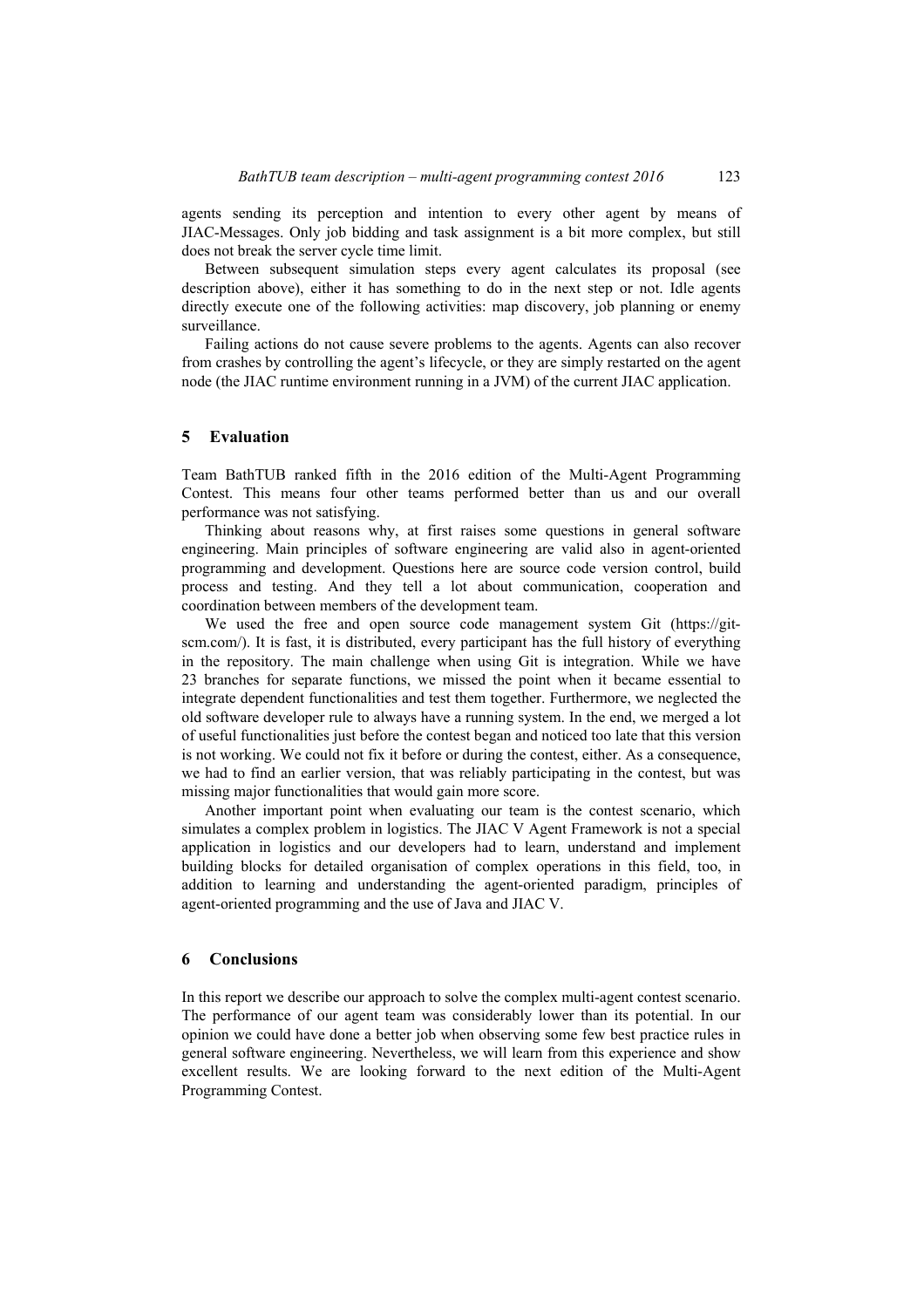agents sending its perception and intention to every other agent by means of JIAC-Messages. Only job bidding and task assignment is a bit more complex, but still does not break the server cycle time limit.

Between subsequent simulation steps every agent calculates its proposal (see description above), either it has something to do in the next step or not. Idle agents directly execute one of the following activities: map discovery, job planning or enemy surveillance.

Failing actions do not cause severe problems to the agents. Agents can also recover from crashes by controlling the agent's lifecycle, or they are simply restarted on the agent node (the JIAC runtime environment running in a JVM) of the current JIAC application.

## 5 Evaluation

Team BathTUB ranked fifth in the 2016 edition of the Multi-Agent Programming Contest. This means four other teams performed better than us and our overall performance was not satisfying.

Thinking about reasons why, at first raises some questions in general software engineering. Main principles of software engineering are valid also in agent-oriented programming and development. Questions here are source code version control, build process and testing. And they tell a lot about communication, cooperation and coordination between members of the development team.

We used the free and open source code management system Git (https://git-scm.com/). It is fast, it is distributed, every participant has the full history of everything in the repository. The main challenge when using Git is integration. While we have 23 branches for separate functions, we missed the point when it became essential to integrate dependent functionalities and test them together. Furthermore, we neglected the old software developer rule to always have a running system. In the end, we merged a lot of useful functionalities just before the contest began and noticed too late that this version is not working. We could not fix it before or during the contest, either. As a consequence, we had to find an earlier version, that was reliably participating in the contest, but was missing major functionalities that would gain more score.

Another important point when evaluating our team is the contest scenario, which simulates a complex problem in logistics. The JIAC V Agent Framework is not a special application in logistics and our developers had to learn, understand and implement building blocks for detailed organisation of complex operations in this field, too, in addition to learning and understanding the agent-oriented paradigm, principles of agent-oriented programming and the use of Java and JIAC V.

## 6 Conclusions

In this report we describe our approach to solve the complex multi-agent contest scenario. The performance of our agent team was considerably lower than its potential. In our opinion we could have done a better job when observing some few best practice rules in general software engineering. Nevertheless, we will learn from this experience and show excellent results. We are looking forward to the next edition of the Multi-Agent Programming Contest.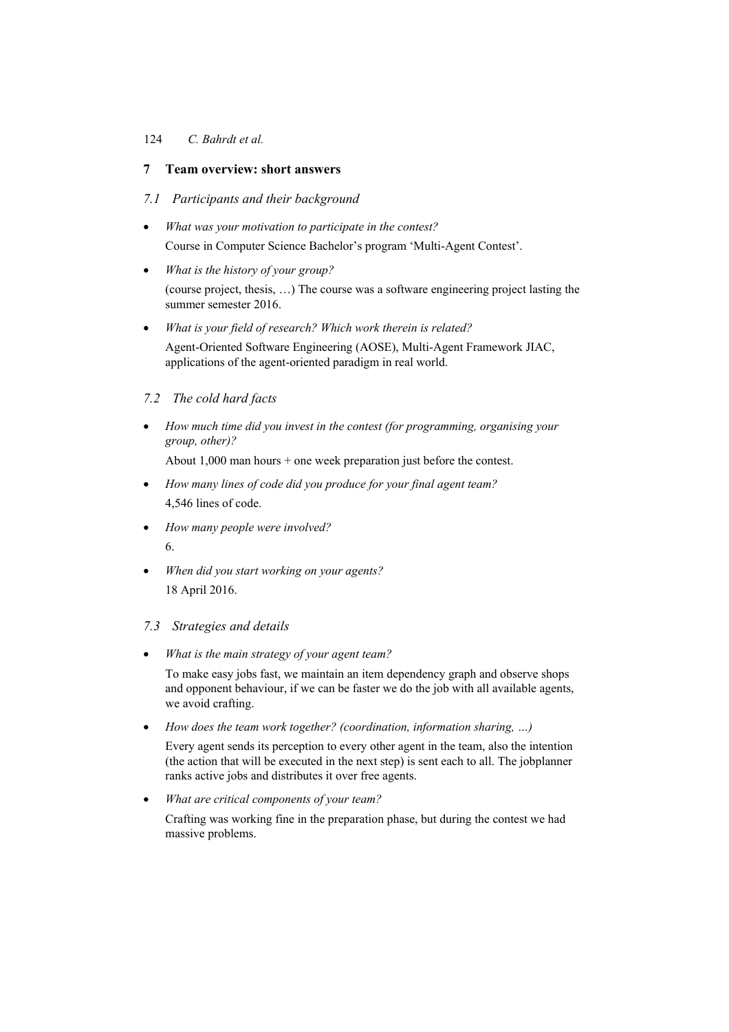## 7 Team overview: short answers

### 7.1 Participants and their background

- *What was your motivation to participate in the contest?*

  Course in Computer Science Bachelor's program 'Multi-Agent Contest'.

- *What is the history of your group?*

  (course project, thesis, …) The course was a software engineering project lasting the summer semester 2016.

- *What is your field of research? Which work therein is related?*

  Agent-Oriented Software Engineering (AOSE), Multi-Agent Framework JIAC, applications of the agent-oriented paradigm in real world.

### 7.2 The cold hard facts

- *How much time did you invest in the contest (for programming, organising your group, other)?*

  About 1,000 man hours + one week preparation just before the contest.

- *How many lines of code did you produce for your final agent team?*

  4,546 lines of code.

- *How many people were involved?*

  6.

- *When did you start working on your agents?*

  18 April 2016.

### 7.3 Strategies and details

- *What is the main strategy of your agent team?*

  To make easy jobs fast, we maintain an item dependency graph and observe shops and opponent behaviour, if we can be faster we do the job with all available agents, we avoid crafting.

- *How does the team work together? (coordination, information sharing, ...)*

  Every agent sends its perception to every other agent in the team, also the intention (the action that will be executed in the next step) is sent each to all. The jobplanner ranks active jobs and distributes it over free agents.

- *What are critical components of your team?*

  Crafting was working fine in the preparation phase, but during the contest we had massive problems.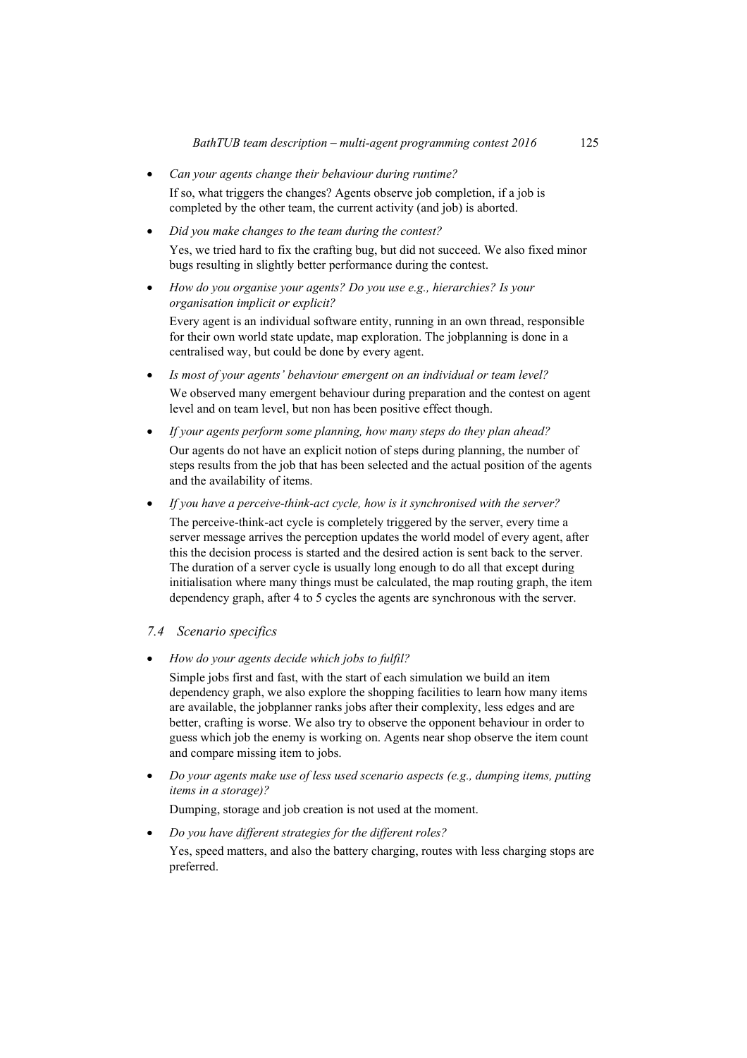- *Can your agents change their behaviour during runtime?*

  If so, what triggers the changes? Agents observe job completion, if a job is completed by the other team, the current activity (and job) is aborted.

- *Did you make changes to the team during the contest?*

  Yes, we tried hard to fix the crafting bug, but did not succeed. We also fixed minor bugs resulting in slightly better performance during the contest.

- *How do you organise your agents? Do you use e.g., hierarchies? Is your organisation implicit or explicit?*

  Every agent is an individual software entity, running in an own thread, responsible for their own world state update, map exploration. The jobplanning is done in a centralised way, but could be done by every agent.

- *Is most of your agents' behaviour emergent on an individual or team level?*

  We observed many emergent behaviour during preparation and the contest on agent level and on team level, but non has been positive effect though.

- *If your agents perform some planning, how many steps do they plan ahead?*

  Our agents do not have an explicit notion of steps during planning, the number of steps results from the job that has been selected and the actual position of the agents and the availability of items.

- *If you have a perceive-think-act cycle, how is it synchronised with the server?*

  The perceive-think-act cycle is completely triggered by the server, every time a server message arrives the perception updates the world model of every agent, after this the decision process is started and the desired action is sent back to the server. The duration of a server cycle is usually long enough to do all that except during initialisation where many things must be calculated, the map routing graph, the item dependency graph, after 4 to 5 cycles the agents are synchronous with the server.

### *7.4 Scenario specifics*

- *How do your agents decide which jobs to fulfil?*

  Simple jobs first and fast, with the start of each simulation we build an item dependency graph, we also explore the shopping facilities to learn how many items are available, the jobplanner ranks jobs after their complexity, less edges and are better, crafting is worse. We also try to observe the opponent behaviour in order to guess which job the enemy is working on. Agents near shop observe the item count and compare missing item to jobs.

- *Do your agents make use of less used scenario aspects (e.g., dumping items, putting items in a storage)?*

  Dumping, storage and job creation is not used at the moment.

- *Do you have different strategies for the different roles?*

  Yes, speed matters, and also the battery charging, routes with less charging stops are preferred.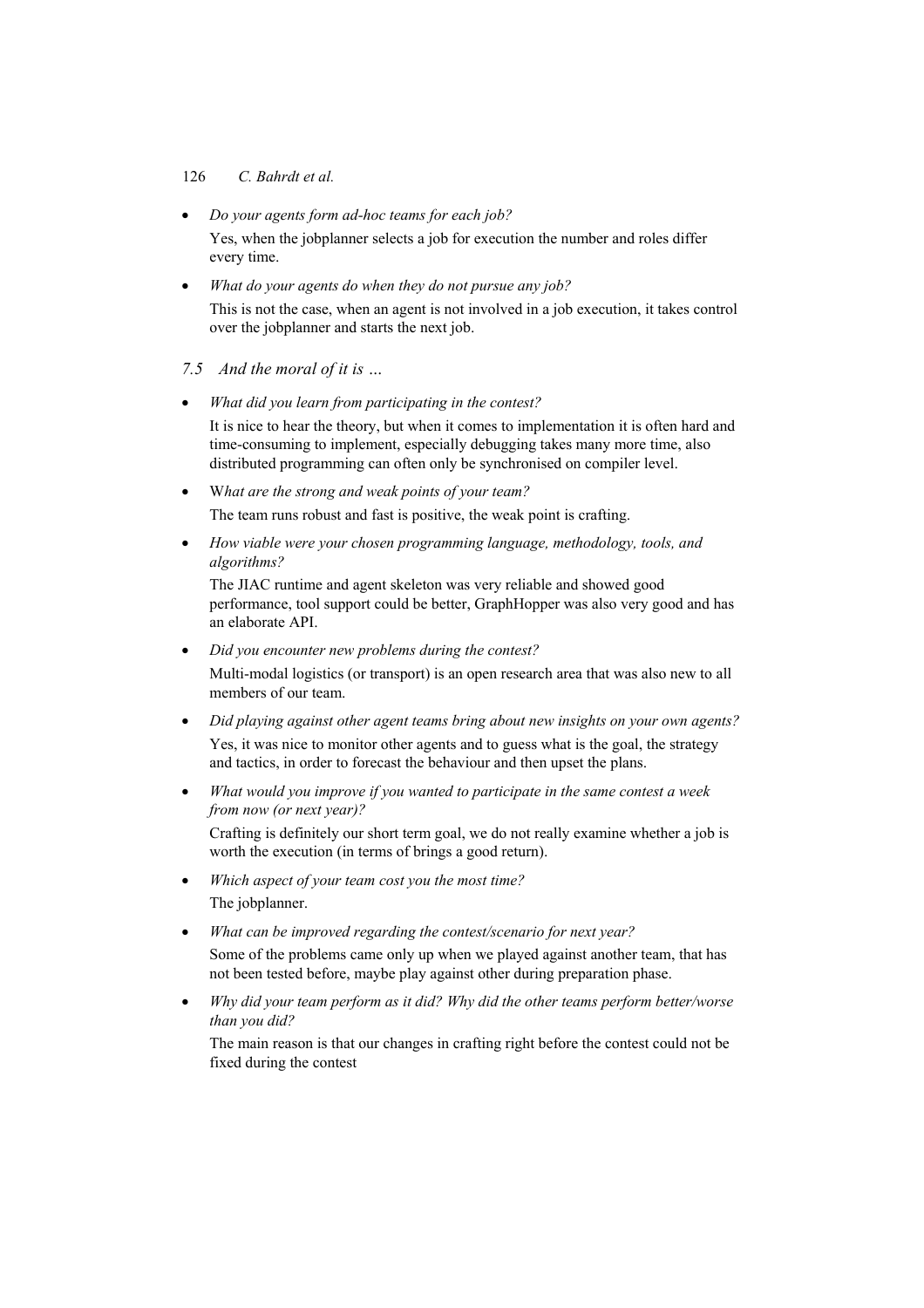- *Do your agents form ad-hoc teams for each job?*

  Yes, when the jobplanner selects a job for execution the number and roles differ every time.

- *What do your agents do when they do not pursue any job?*

  This is not the case, when an agent is not involved in a job execution, it takes control over the jobplanner and starts the next job.

### *7.5 And the moral of it is …*

- *What did you learn from participating in the contest?*

  It is nice to hear the theory, but when it comes to implementation it is often hard and time-consuming to implement, especially debugging takes many more time, also distributed programming can often only be synchronised on compiler level.

- W*hat are the strong and weak points of your team?*

  The team runs robust and fast is positive, the weak point is crafting.

- *How viable were your chosen programming language, methodology, tools, and algorithms?*

  The JIAC runtime and agent skeleton was very reliable and showed good performance, tool support could be better, GraphHopper was also very good and has an elaborate API.

- *Did you encounter new problems during the contest?*

  Multi-modal logistics (or transport) is an open research area that was also new to all members of our team.

- *Did playing against other agent teams bring about new insights on your own agents?*

  Yes, it was nice to monitor other agents and to guess what is the goal, the strategy and tactics, in order to forecast the behaviour and then upset the plans.

- *What would you improve if you wanted to participate in the same contest a week from now (or next year)?*

  Crafting is definitely our short term goal, we do not really examine whether a job is worth the execution (in terms of brings a good return).

- *Which aspect of your team cost you the most time?*

  The jobplanner.

- *What can be improved regarding the contest/scenario for next year?*

  Some of the problems came only up when we played against another team, that has not been tested before, maybe play against other during preparation phase.

- *Why did your team perform as it did? Why did the other teams perform better/worse than you did?*

  The main reason is that our changes in crafting right before the contest could not be fixed during the contest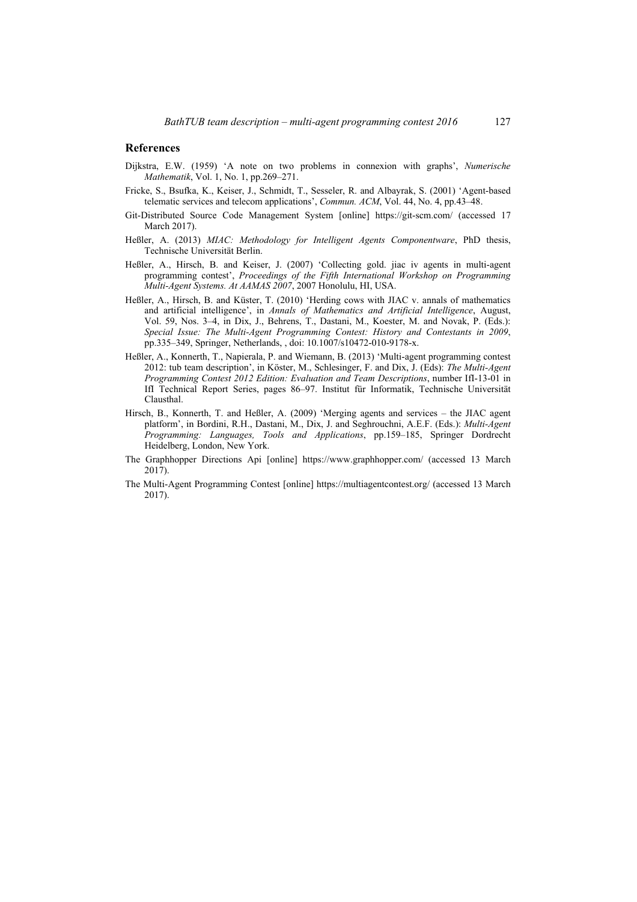## References

Dijkstra, E.W. (1959) 'A note on two problems in connexion with graphs', *Numerische Mathematik*, Vol. 1, No. 1, pp.269–271.

Fricke, S., Bsufka, K., Keiser, J., Schmidt, T., Sesseler, R. and Albayrak, S. (2001) 'Agent-based telematic services and telecom applications', *Commun. ACM*, Vol. 44, No. 4, pp.43–48.

Git-Distributed Source Code Management System [online] https://git-scm.com/ (accessed 17 March 2017).

Heßler, A. (2013) *MIAC: Methodology for Intelligent Agents Componentware*, PhD thesis, Technische Universität Berlin.

Heßler, A., Hirsch, B. and Keiser, J. (2007) 'Collecting gold. jiac iv agents in multi-agent programming contest', *Proceedings of the Fifth International Workshop on Programming Multi-Agent Systems. At AAMAS 2007*, 2007 Honolulu, HI, USA.

Heßler, A., Hirsch, B. and Küster, T. (2010) 'Herding cows with JIAC v. annals of mathematics and artificial intelligence', in *Annals of Mathematics and Artificial Intelligence*, August, Vol. 59, Nos. 3–4, in Dix, J., Behrens, T., Dastani, M., Koester, M. and Novak, P. (Eds.): *Special Issue: The Multi-Agent Programming Contest: History and Contestants in 2009*, pp.335–349, Springer, Netherlands, , doi: 10.1007/s10472-010-9178-x.

Heßler, A., Konnerth, T., Napierala, P. and Wiemann, B. (2013) 'Multi-agent programming contest 2012: tub team description', in Köster, M., Schlesinger, F. and Dix, J. (Eds): *The Multi-Agent Programming Contest 2012 Edition: Evaluation and Team Descriptions*, number IfI-13-01 in IfI Technical Report Series, pages 86–97. Institut für Informatik, Technische Universität Clausthal.

Hirsch, B., Konnerth, T. and Heßler, A. (2009) 'Merging agents and services – the JIAC agent platform', in Bordini, R.H., Dastani, M., Dix, J. and Seghrouchni, A.E.F. (Eds.): *Multi-Agent Programming: Languages, Tools and Applications*, pp.159–185, Springer Dordrecht Heidelberg, London, New York.

The Graphhopper Directions Api [online] https://www.graphhopper.com/ (accessed 13 March 2017).

The Multi-Agent Programming Contest [online] https://multiagentcontest.org/ (accessed 13 March 2017).